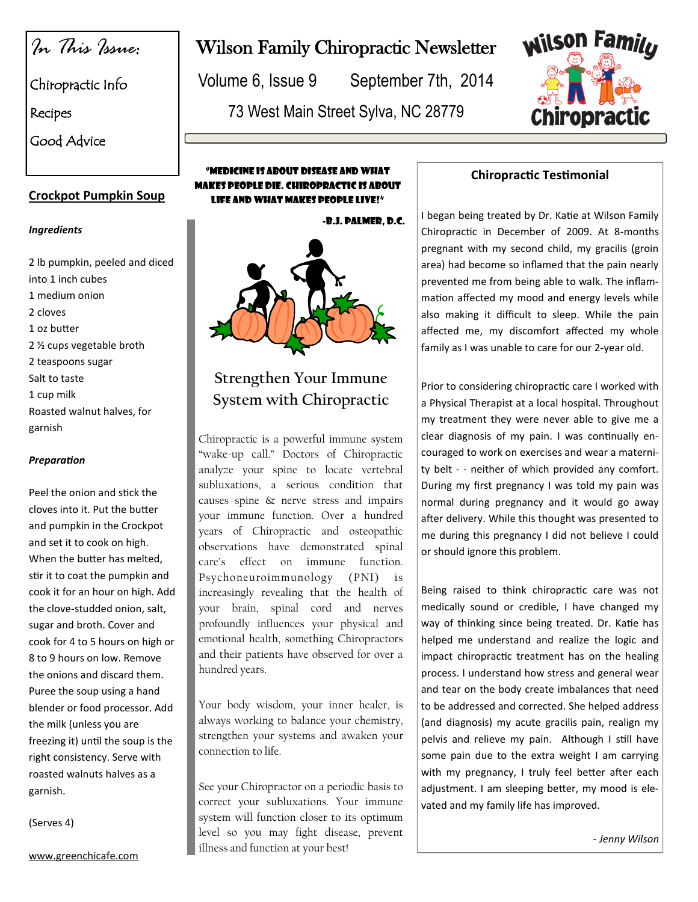# Wilson Family Chiropractic Newsletter

Volume 6, Issue 9 September 7th, 2014

73 West Main Street Sylva, NC 28779

*In This Issue:*

- Chiropractic Info
- Recipes
- Good Advice

## Crockpot Pumpkin Soup

***Ingredients***

2 lb pumpkin, peeled and diced into 1 inch cubes
1 medium onion
2 cloves
1 oz butter
2 ½ cups vegetable broth
2 teaspoons sugar
Salt to taste
1 cup milk
Roasted walnut halves, for garnish

***Preparation***

Peel the onion and stick the cloves into it. Put the butter and pumpkin in the Crockpot and set it to cook on high. When the butter has melted, stir it to coat the pumpkin and cook it for an hour on high. Add the clove-studded onion, salt, sugar and broth. Cover and cook for 4 to 5 hours on high or 8 to 9 hours on low. Remove the onions and discard them. Puree the soup using a hand blender or food processor. Add the milk (unless you are freezing it) until the soup is the right consistency. Serve with roasted walnuts halves as a garnish.

(Serves 4)

www.greenchicafe.com

**"Medicine is about disease and what makes people die. Chiropractic is about life and what makes people live!"**

**-B.J. Palmer, D.C.**

## Strengthen Your Immune System with Chiropractic

Chiropractic is a powerful immune system "wake-up call." Doctors of Chiropractic analyze your spine to locate vertebral subluxations, a serious condition that causes spine & nerve stress and impairs your immune function. Over a hundred years of Chiropractic and osteopathic observations have demonstrated spinal care's effect on immune function. Psychoneuroimmunology (PNI) is increasingly revealing that the health of your brain, spinal cord and nerves profoundly influences your physical and emotional health, something Chiropractors and their patients have observed for over a hundred years.

Your body wisdom, your inner healer, is always working to balance your chemistry, strengthen your systems and awaken your connection to life.

See your Chiropractor on a periodic basis to correct your subluxations. Your immune system will function closer to its optimum level so you may fight disease, prevent illness and function at your best!

## Chiropractic Testimonial

I began being treated by Dr. Katie at Wilson Family Chiropractic in December of 2009. At 8-months pregnant with my second child, my gracilis (groin area) had become so inflamed that the pain nearly prevented me from being able to walk. The inflammation affected my mood and energy levels while also making it difficult to sleep. While the pain affected me, my discomfort affected my whole family as I was unable to care for our 2-year old.

Prior to considering chiropractic care I worked with a Physical Therapist at a local hospital. Throughout my treatment they were never able to give me a clear diagnosis of my pain. I was continually encouraged to work on exercises and wear a maternity belt - - neither of which provided any comfort. During my first pregnancy I was told my pain was normal during pregnancy and it would go away after delivery. While this thought was presented to me during this pregnancy I did not believe I could or should ignore this problem.

Being raised to think chiropractic care was not medically sound or credible, I have changed my way of thinking since being treated. Dr. Katie has helped me understand and realize the logic and impact chiropractic treatment has on the healing process. I understand how stress and general wear and tear on the body create imbalances that need to be addressed and corrected. She helped address (and diagnosis) my acute gracilis pain, realign my pelvis and relieve my pain. Although I still have some pain due to the extra weight I am carrying with my pregnancy, I truly feel better after each adjustment. I am sleeping better, my mood is elevated and my family life has improved.

*- Jenny Wilson*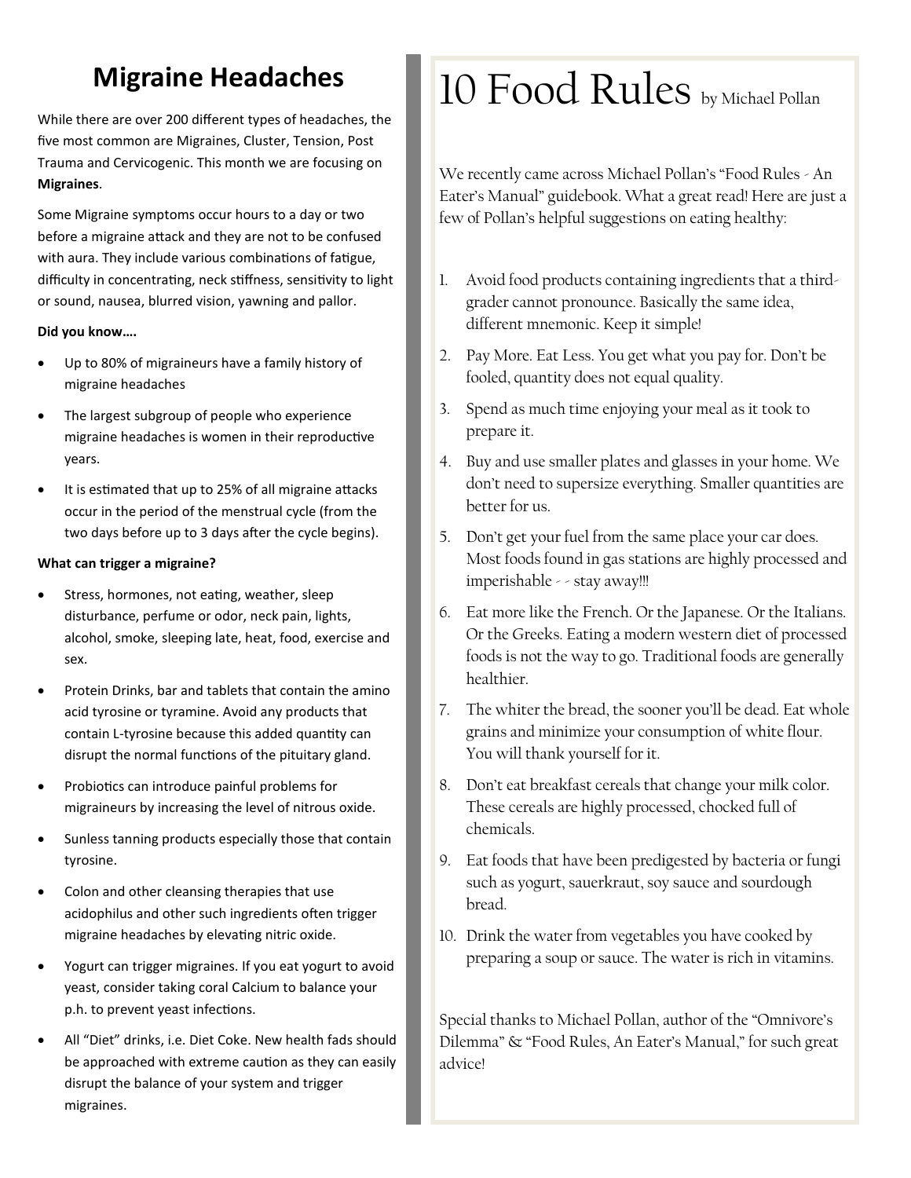## Migraine Headaches

While there are over 200 different types of headaches, the five most common are Migraines, Cluster, Tension, Post Trauma and Cervicogenic. This month we are focusing on **Migraines**.

Some Migraine symptoms occur hours to a day or two before a migraine attack and they are not to be confused with aura. They include various combinations of fatigue, difficulty in concentrating, neck stiffness, sensitivity to light or sound, nausea, blurred vision, yawning and pallor.

**Did you know….**

- Up to 80% of migraineurs have a family history of migraine headaches
- The largest subgroup of people who experience migraine headaches is women in their reproductive years.
- It is estimated that up to 25% of all migraine attacks occur in the period of the menstrual cycle (from the two days before up to 3 days after the cycle begins).

**What can trigger a migraine?**

- Stress, hormones, not eating, weather, sleep disturbance, perfume or odor, neck pain, lights, alcohol, smoke, sleeping late, heat, food, exercise and sex.
- Protein Drinks, bar and tablets that contain the amino acid tyrosine or tyramine. Avoid any products that contain L-tyrosine because this added quantity can disrupt the normal functions of the pituitary gland.
- Probiotics can introduce painful problems for migraineurs by increasing the level of nitrous oxide.
- Sunless tanning products especially those that contain tyrosine.
- Colon and other cleansing therapies that use acidophilus and other such ingredients often trigger migraine headaches by elevating nitric oxide.
- Yogurt can trigger migraines. If you eat yogurt to avoid yeast, consider taking coral Calcium to balance your p.h. to prevent yeast infections.
- All "Diet" drinks, i.e. Diet Coke. New health fads should be approached with extreme caution as they can easily disrupt the balance of your system and trigger migraines.

# 10 Food Rules by Michael Pollan

We recently came across Michael Pollan's "Food Rules - An Eater's Manual" guidebook. What a great read! Here are just a few of Pollan's helpful suggestions on eating healthy:

1. Avoid food products containing ingredients that a third-grader cannot pronounce. Basically the same idea, different mnemonic. Keep it simple!
2. Pay More. Eat Less. You get what you pay for. Don't be fooled, quantity does not equal quality.
3. Spend as much time enjoying your meal as it took to prepare it.
4. Buy and use smaller plates and glasses in your home. We don't need to supersize everything. Smaller quantities are better for us.
5. Don't get your fuel from the same place your car does. Most foods found in gas stations are highly processed and imperishable - - stay away!!!
6. Eat more like the French. Or the Japanese. Or the Italians. Or the Greeks. Eating a modern western diet of processed foods is not the way to go. Traditional foods are generally healthier.
7. The whiter the bread, the sooner you'll be dead. Eat whole grains and minimize your consumption of white flour. You will thank yourself for it.
8. Don't eat breakfast cereals that change your milk color. These cereals are highly processed, chocked full of chemicals.
9. Eat foods that have been predigested by bacteria or fungi such as yogurt, sauerkraut, soy sauce and sourdough bread.
10. Drink the water from vegetables you have cooked by preparing a soup or sauce. The water is rich in vitamins.

Special thanks to Michael Pollan, author of the "Omnivore's Dilemma" & "Food Rules, An Eater's Manual," for such great advice!